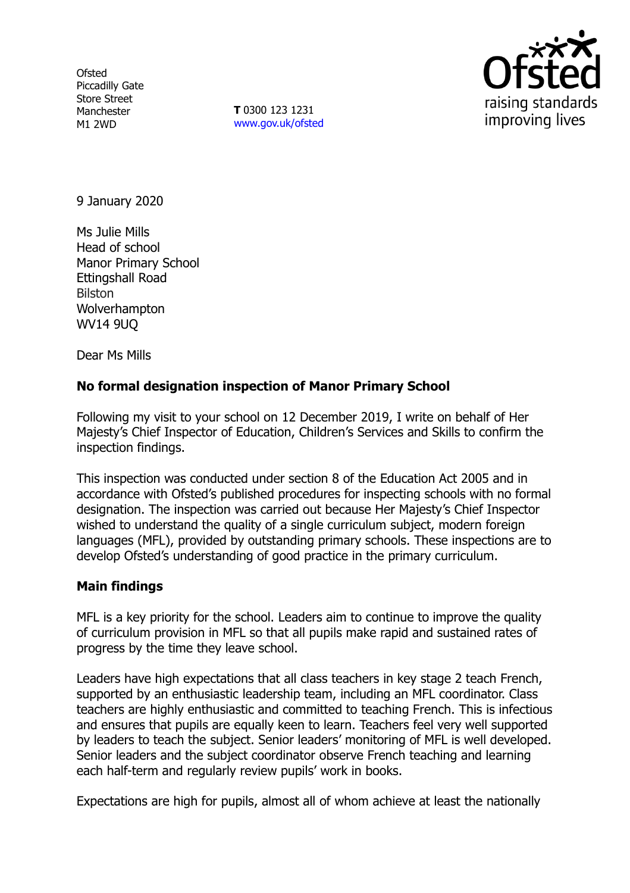Ofsted
Piccadilly Gate
Store Street
Manchester
M1 2WD

**T** 0300 123 1231
www.gov.uk/ofsted

9 January 2020

Ms Julie Mills
Head of school
Manor Primary School
Ettingshall Road
Bilston
Wolverhampton
WV14 9UQ

Dear Ms Mills

**No formal designation inspection of Manor Primary School**

Following my visit to your school on 12 December 2019, I write on behalf of Her Majesty's Chief Inspector of Education, Children's Services and Skills to confirm the inspection findings.

This inspection was conducted under section 8 of the Education Act 2005 and in accordance with Ofsted's published procedures for inspecting schools with no formal designation. The inspection was carried out because Her Majesty's Chief Inspector wished to understand the quality of a single curriculum subject, modern foreign languages (MFL), provided by outstanding primary schools. These inspections are to develop Ofsted's understanding of good practice in the primary curriculum.

**Main findings**

MFL is a key priority for the school. Leaders aim to continue to improve the quality of curriculum provision in MFL so that all pupils make rapid and sustained rates of progress by the time they leave school.

Leaders have high expectations that all class teachers in key stage 2 teach French, supported by an enthusiastic leadership team, including an MFL coordinator. Class teachers are highly enthusiastic and committed to teaching French. This is infectious and ensures that pupils are equally keen to learn. Teachers feel very well supported by leaders to teach the subject. Senior leaders' monitoring of MFL is well developed. Senior leaders and the subject coordinator observe French teaching and learning each half-term and regularly review pupils' work in books.

Expectations are high for pupils, almost all of whom achieve at least the nationally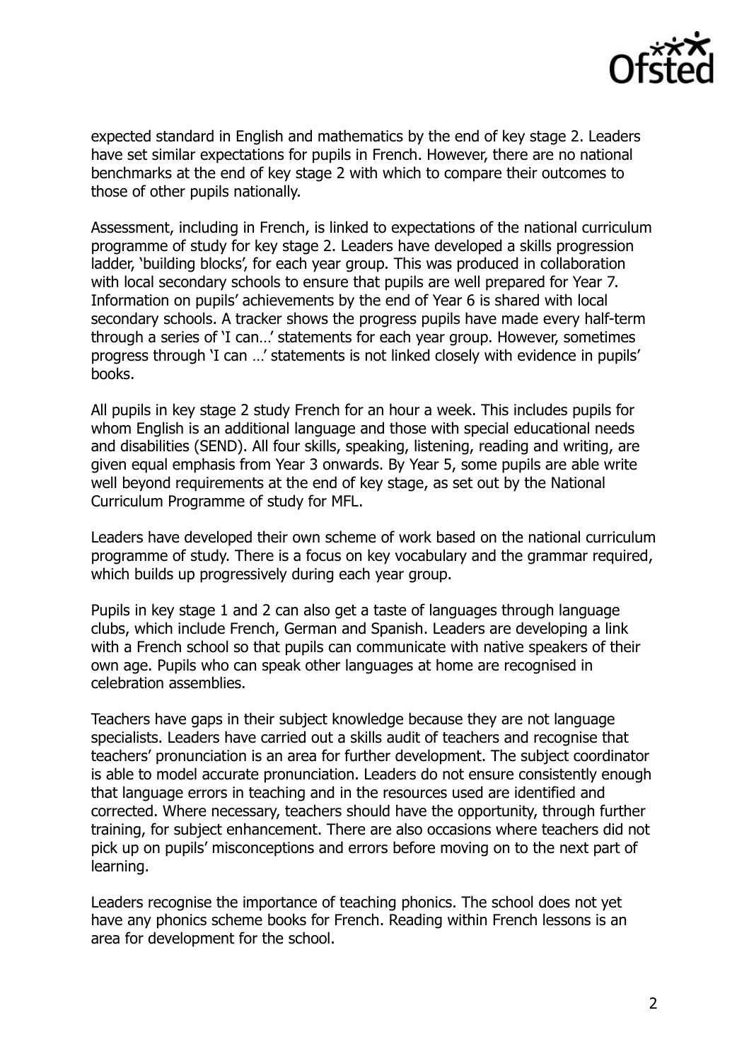expected standard in English and mathematics by the end of key stage 2. Leaders have set similar expectations for pupils in French. However, there are no national benchmarks at the end of key stage 2 with which to compare their outcomes to those of other pupils nationally.

Assessment, including in French, is linked to expectations of the national curriculum programme of study for key stage 2. Leaders have developed a skills progression ladder, 'building blocks', for each year group. This was produced in collaboration with local secondary schools to ensure that pupils are well prepared for Year 7. Information on pupils' achievements by the end of Year 6 is shared with local secondary schools. A tracker shows the progress pupils have made every half-term through a series of 'I can…' statements for each year group. However, sometimes progress through 'I can …' statements is not linked closely with evidence in pupils' books.

All pupils in key stage 2 study French for an hour a week. This includes pupils for whom English is an additional language and those with special educational needs and disabilities (SEND). All four skills, speaking, listening, reading and writing, are given equal emphasis from Year 3 onwards. By Year 5, some pupils are able write well beyond requirements at the end of key stage, as set out by the National Curriculum Programme of study for MFL.

Leaders have developed their own scheme of work based on the national curriculum programme of study. There is a focus on key vocabulary and the grammar required, which builds up progressively during each year group.

Pupils in key stage 1 and 2 can also get a taste of languages through language clubs, which include French, German and Spanish. Leaders are developing a link with a French school so that pupils can communicate with native speakers of their own age. Pupils who can speak other languages at home are recognised in celebration assemblies.

Teachers have gaps in their subject knowledge because they are not language specialists. Leaders have carried out a skills audit of teachers and recognise that teachers' pronunciation is an area for further development. The subject coordinator is able to model accurate pronunciation. Leaders do not ensure consistently enough that language errors in teaching and in the resources used are identified and corrected. Where necessary, teachers should have the opportunity, through further training, for subject enhancement. There are also occasions where teachers did not pick up on pupils' misconceptions and errors before moving on to the next part of learning.

Leaders recognise the importance of teaching phonics. The school does not yet have any phonics scheme books for French. Reading within French lessons is an area for development for the school.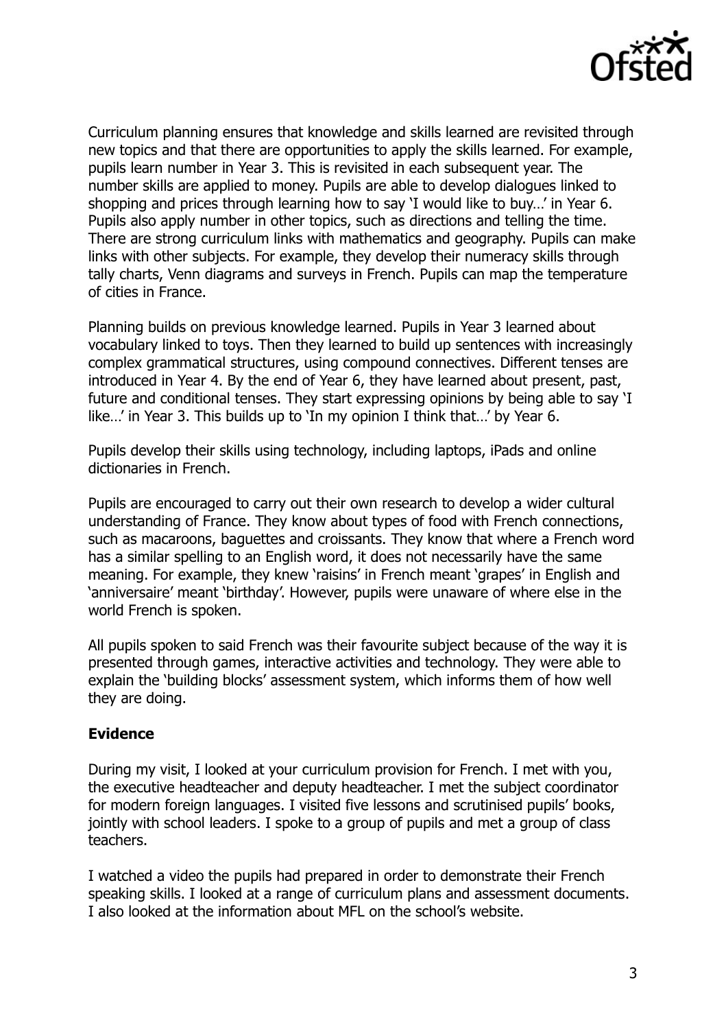Curriculum planning ensures that knowledge and skills learned are revisited through new topics and that there are opportunities to apply the skills learned. For example, pupils learn number in Year 3. This is revisited in each subsequent year. The number skills are applied to money. Pupils are able to develop dialogues linked to shopping and prices through learning how to say 'I would like to buy…' in Year 6. Pupils also apply number in other topics, such as directions and telling the time. There are strong curriculum links with mathematics and geography. Pupils can make links with other subjects. For example, they develop their numeracy skills through tally charts, Venn diagrams and surveys in French. Pupils can map the temperature of cities in France.

Planning builds on previous knowledge learned. Pupils in Year 3 learned about vocabulary linked to toys. Then they learned to build up sentences with increasingly complex grammatical structures, using compound connectives. Different tenses are introduced in Year 4. By the end of Year 6, they have learned about present, past, future and conditional tenses. They start expressing opinions by being able to say 'I like…' in Year 3. This builds up to 'In my opinion I think that…' by Year 6.

Pupils develop their skills using technology, including laptops, iPads and online dictionaries in French.

Pupils are encouraged to carry out their own research to develop a wider cultural understanding of France. They know about types of food with French connections, such as macaroons, baguettes and croissants. They know that where a French word has a similar spelling to an English word, it does not necessarily have the same meaning. For example, they knew 'raisins' in French meant 'grapes' in English and 'anniversaire' meant 'birthday'. However, pupils were unaware of where else in the world French is spoken.

All pupils spoken to said French was their favourite subject because of the way it is presented through games, interactive activities and technology. They were able to explain the 'building blocks' assessment system, which informs them of how well they are doing.

## Evidence

During my visit, I looked at your curriculum provision for French. I met with you, the executive headteacher and deputy headteacher. I met the subject coordinator for modern foreign languages. I visited five lessons and scrutinised pupils' books, jointly with school leaders. I spoke to a group of pupils and met a group of class teachers.

I watched a video the pupils had prepared in order to demonstrate their French speaking skills. I looked at a range of curriculum plans and assessment documents. I also looked at the information about MFL on the school's website.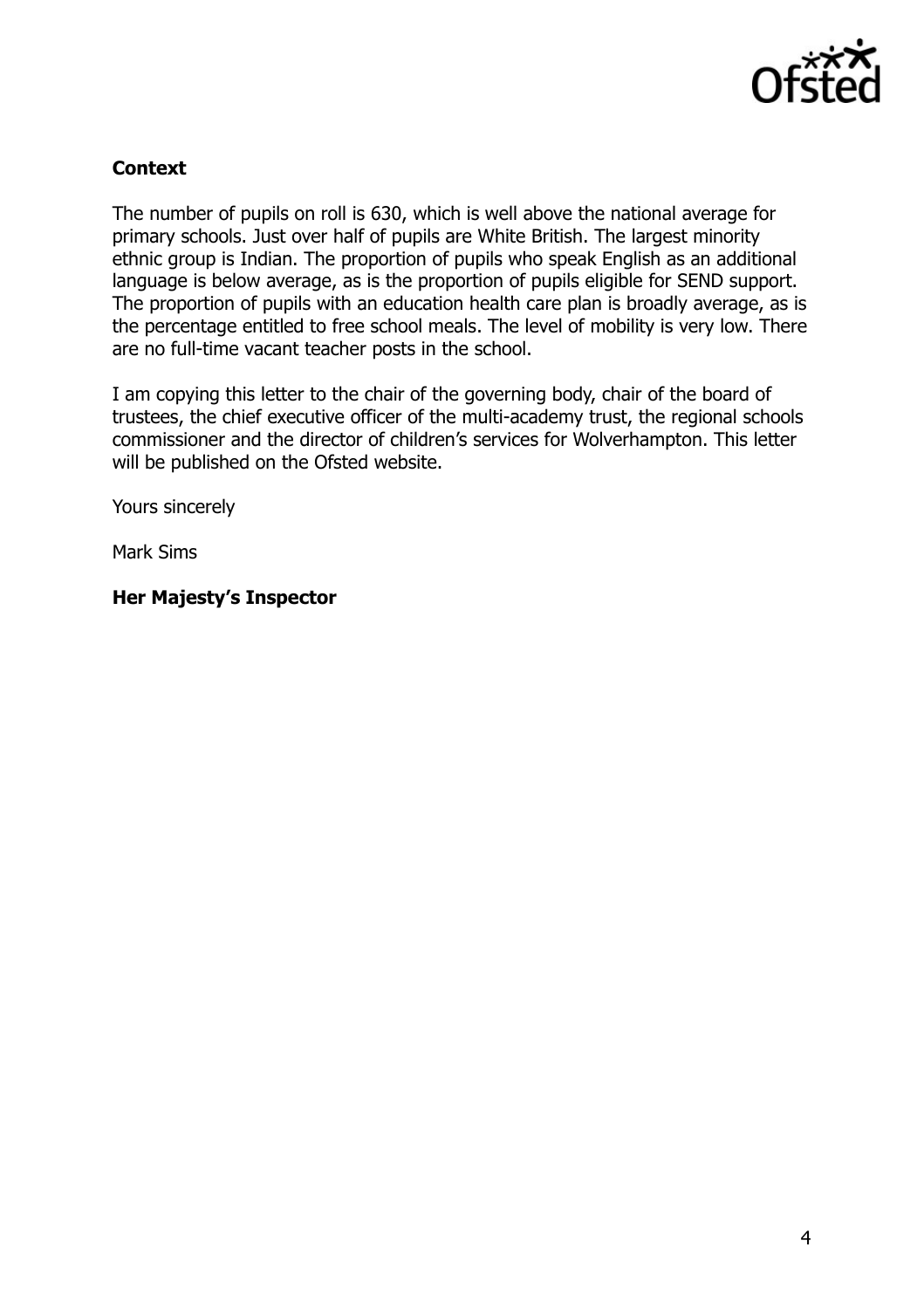## Context

The number of pupils on roll is 630, which is well above the national average for primary schools. Just over half of pupils are White British. The largest minority ethnic group is Indian. The proportion of pupils who speak English as an additional language is below average, as is the proportion of pupils eligible for SEND support. The proportion of pupils with an education health care plan is broadly average, as is the percentage entitled to free school meals. The level of mobility is very low. There are no full-time vacant teacher posts in the school.

I am copying this letter to the chair of the governing body, chair of the board of trustees, the chief executive officer of the multi-academy trust, the regional schools commissioner and the director of children's services for Wolverhampton. This letter will be published on the Ofsted website.

Yours sincerely

Mark Sims

**Her Majesty's Inspector**